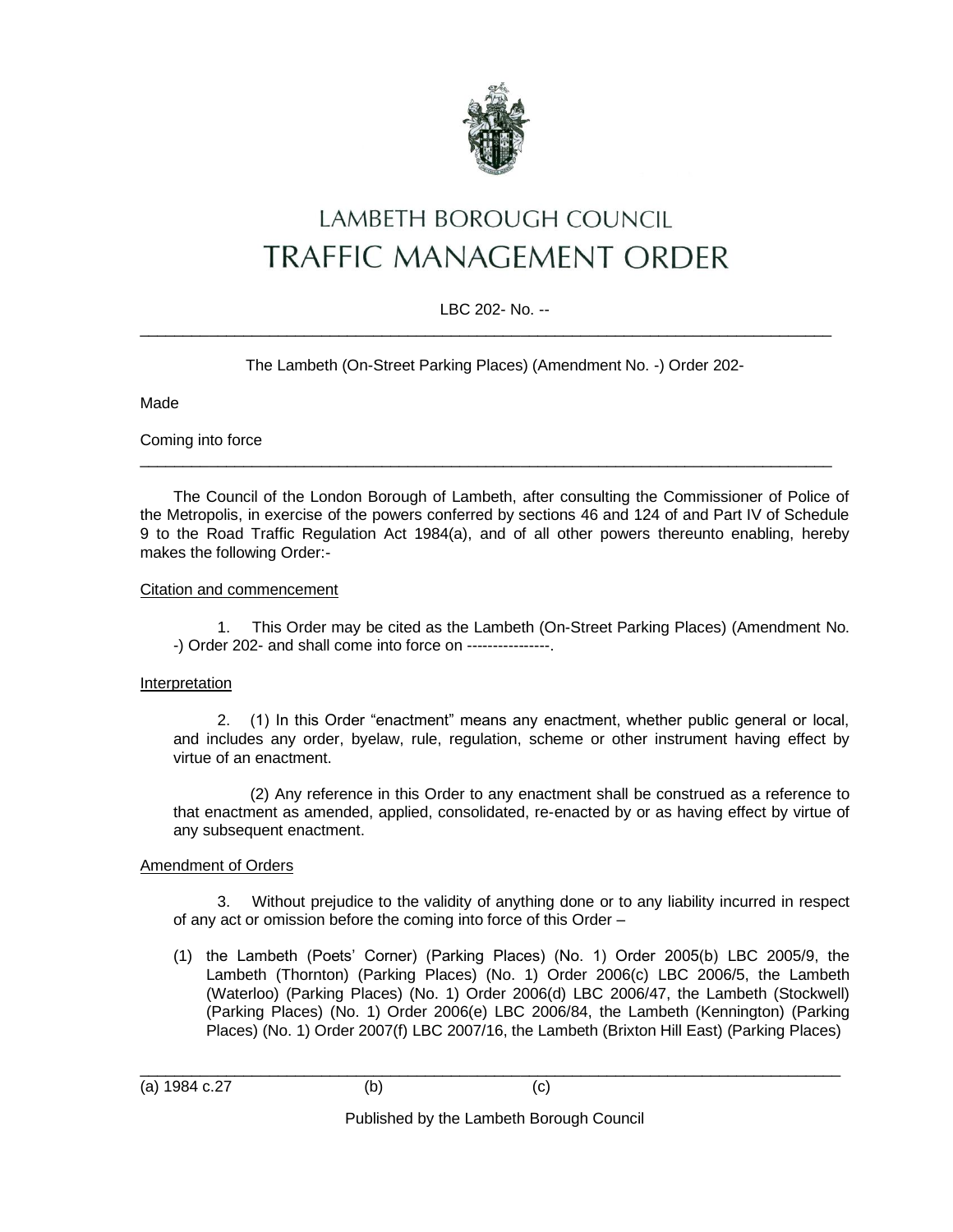# LAMBETH BOROUGH COUNCIL
# TRAFFIC MANAGEMENT ORDER

LBC 202- No. --

---

The Lambeth (On-Street Parking Places) (Amendment No. -) Order 202-

Made

Coming into force

---

The Council of the London Borough of Lambeth, after consulting the Commissioner of Police of the Metropolis, in exercise of the powers conferred by sections 46 and 124 of and Part IV of Schedule 9 to the Road Traffic Regulation Act 1984(a), and of all other powers thereunto enabling, hereby makes the following Order:-

Citation and commencement

1. This Order may be cited as the Lambeth (On-Street Parking Places) (Amendment No. -) Order 202- and shall come into force on ----------------.

Interpretation

2. (1) In this Order "enactment" means any enactment, whether public general or local, and includes any order, byelaw, rule, regulation, scheme or other instrument having effect by virtue of an enactment.

(2) Any reference in this Order to any enactment shall be construed as a reference to that enactment as amended, applied, consolidated, re-enacted by or as having effect by virtue of any subsequent enactment.

Amendment of Orders

3. Without prejudice to the validity of anything done or to any liability incurred in respect of any act or omission before the coming into force of this Order –

(1) the Lambeth (Poets' Corner) (Parking Places) (No. 1) Order 2005(b) LBC 2005/9, the Lambeth (Thornton) (Parking Places) (No. 1) Order 2006(c) LBC 2006/5, the Lambeth (Waterloo) (Parking Places) (No. 1) Order 2006(d) LBC 2006/47, the Lambeth (Stockwell) (Parking Places) (No. 1) Order 2006(e) LBC 2006/84, the Lambeth (Kennington) (Parking Places) (No. 1) Order 2007(f) LBC 2007/16, the Lambeth (Brixton Hill East) (Parking Places)

---

(a) 1984 c.27 (b) (c)

Published by the Lambeth Borough Council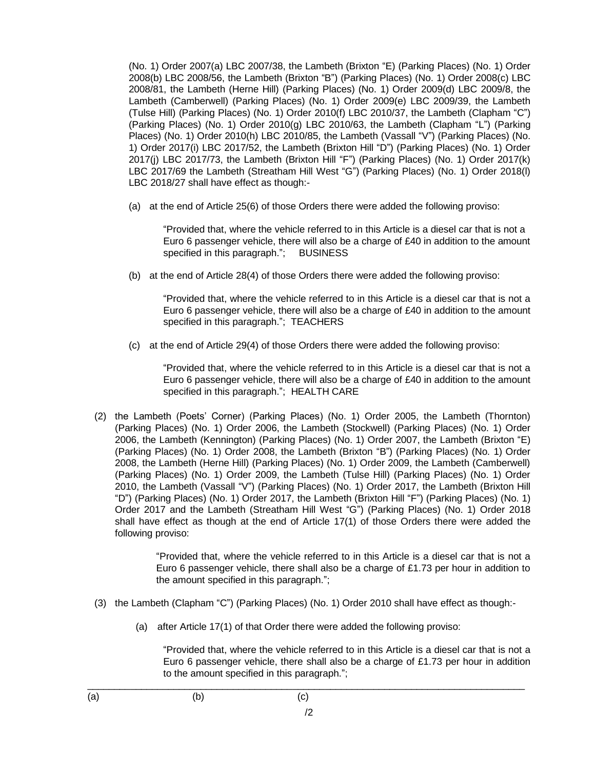(No. 1) Order 2007(a) LBC 2007/38, the Lambeth (Brixton "E) (Parking Places) (No. 1) Order 2008(b) LBC 2008/56, the Lambeth (Brixton "B") (Parking Places) (No. 1) Order 2008(c) LBC 2008/81, the Lambeth (Herne Hill) (Parking Places) (No. 1) Order 2009(d) LBC 2009/8, the Lambeth (Camberwell) (Parking Places) (No. 1) Order 2009(e) LBC 2009/39, the Lambeth (Tulse Hill) (Parking Places) (No. 1) Order 2010(f) LBC 2010/37, the Lambeth (Clapham "C") (Parking Places) (No. 1) Order 2010(g) LBC 2010/63, the Lambeth (Clapham "L") (Parking Places) (No. 1) Order 2010(h) LBC 2010/85, the Lambeth (Vassall "V") (Parking Places) (No. 1) Order 2017(i) LBC 2017/52, the Lambeth (Brixton Hill "D") (Parking Places) (No. 1) Order 2017(j) LBC 2017/73, the Lambeth (Brixton Hill "F") (Parking Places) (No. 1) Order 2017(k) LBC 2017/69 the Lambeth (Streatham Hill West "G") (Parking Places) (No. 1) Order 2018(l) LBC 2018/27 shall have effect as though:-

(a) at the end of Article 25(6) of those Orders there were added the following proviso:

> "Provided that, where the vehicle referred to in this Article is a diesel car that is not a Euro 6 passenger vehicle, there will also be a charge of £40 in addition to the amount specified in this paragraph."; BUSINESS

(b) at the end of Article 28(4) of those Orders there were added the following proviso:

> "Provided that, where the vehicle referred to in this Article is a diesel car that is not a Euro 6 passenger vehicle, there will also be a charge of £40 in addition to the amount specified in this paragraph."; TEACHERS

(c) at the end of Article 29(4) of those Orders there were added the following proviso:

> "Provided that, where the vehicle referred to in this Article is a diesel car that is not a Euro 6 passenger vehicle, there will also be a charge of £40 in addition to the amount specified in this paragraph."; HEALTH CARE

(2) the Lambeth (Poets' Corner) (Parking Places) (No. 1) Order 2005, the Lambeth (Thornton) (Parking Places) (No. 1) Order 2006, the Lambeth (Stockwell) (Parking Places) (No. 1) Order 2006, the Lambeth (Kennington) (Parking Places) (No. 1) Order 2007, the Lambeth (Brixton "E) (Parking Places) (No. 1) Order 2008, the Lambeth (Brixton "B") (Parking Places) (No. 1) Order 2008, the Lambeth (Herne Hill) (Parking Places) (No. 1) Order 2009, the Lambeth (Camberwell) (Parking Places) (No. 1) Order 2009, the Lambeth (Tulse Hill) (Parking Places) (No. 1) Order 2010, the Lambeth (Vassall "V") (Parking Places) (No. 1) Order 2017, the Lambeth (Brixton Hill "D") (Parking Places) (No. 1) Order 2017, the Lambeth (Brixton Hill "F") (Parking Places) (No. 1) Order 2017 and the Lambeth (Streatham Hill West "G") (Parking Places) (No. 1) Order 2018 shall have effect as though at the end of Article 17(1) of those Orders there were added the following proviso:

> "Provided that, where the vehicle referred to in this Article is a diesel car that is not a Euro 6 passenger vehicle, there shall also be a charge of £1.73 per hour in addition to the amount specified in this paragraph.";

(3) the Lambeth (Clapham "C") (Parking Places) (No. 1) Order 2010 shall have effect as though:-

(a) after Article 17(1) of that Order there were added the following proviso:

> "Provided that, where the vehicle referred to in this Article is a diesel car that is not a Euro 6 passenger vehicle, there shall also be a charge of £1.73 per hour in addition to the amount specified in this paragraph.";

---

(a) (b) (c)

/2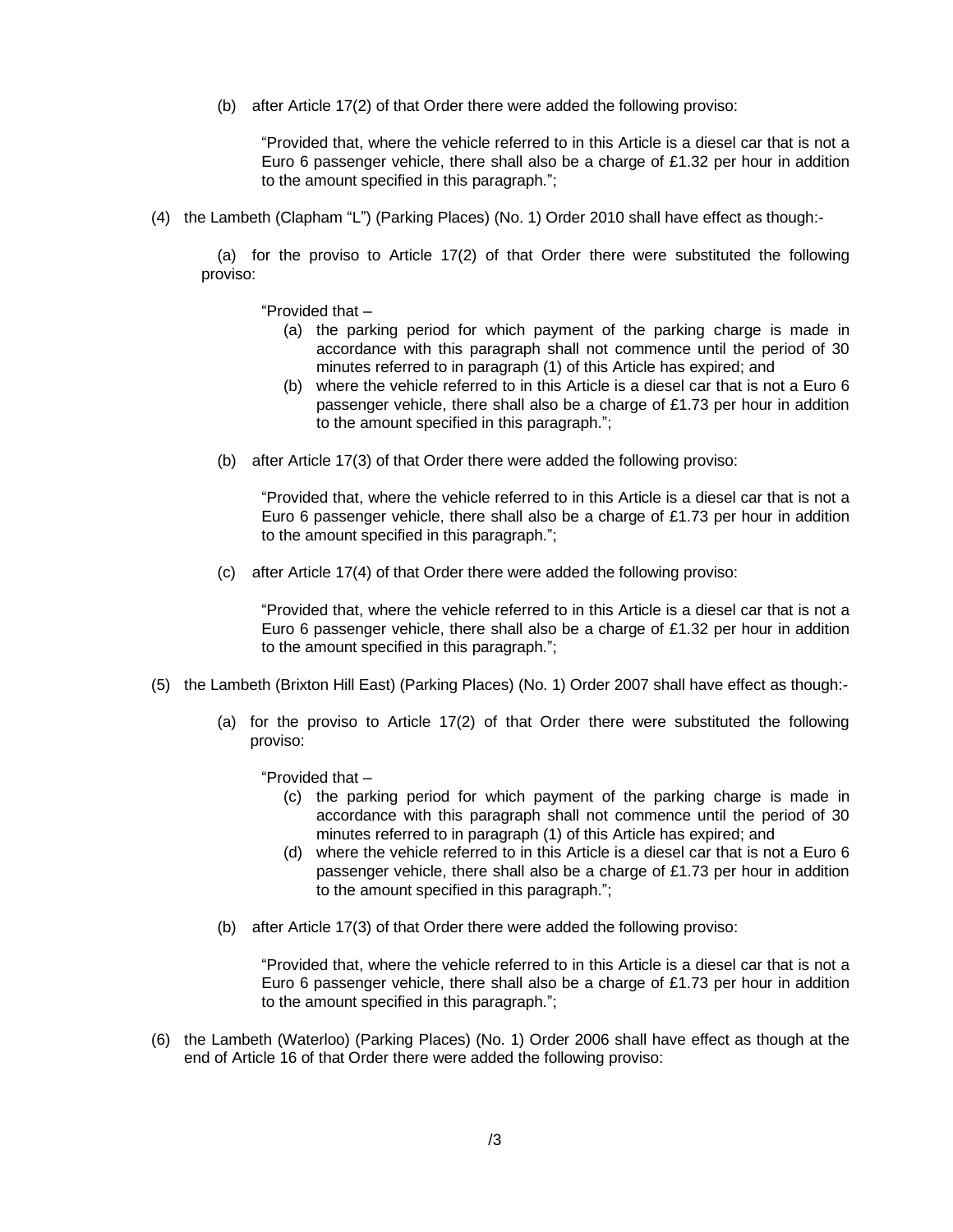(b) after Article 17(2) of that Order there were added the following proviso:

"Provided that, where the vehicle referred to in this Article is a diesel car that is not a Euro 6 passenger vehicle, there shall also be a charge of £1.32 per hour in addition to the amount specified in this paragraph.";

(4) the Lambeth (Clapham "L") (Parking Places) (No. 1) Order 2010 shall have effect as though:-

(a) for the proviso to Article 17(2) of that Order there were substituted the following proviso:

"Provided that –

(a) the parking period for which payment of the parking charge is made in accordance with this paragraph shall not commence until the period of 30 minutes referred to in paragraph (1) of this Article has expired; and
(b) where the vehicle referred to in this Article is a diesel car that is not a Euro 6 passenger vehicle, there shall also be a charge of £1.73 per hour in addition to the amount specified in this paragraph.";

(b) after Article 17(3) of that Order there were added the following proviso:

"Provided that, where the vehicle referred to in this Article is a diesel car that is not a Euro 6 passenger vehicle, there shall also be a charge of £1.73 per hour in addition to the amount specified in this paragraph.";

(c) after Article 17(4) of that Order there were added the following proviso:

"Provided that, where the vehicle referred to in this Article is a diesel car that is not a Euro 6 passenger vehicle, there shall also be a charge of £1.32 per hour in addition to the amount specified in this paragraph.";

(5) the Lambeth (Brixton Hill East) (Parking Places) (No. 1) Order 2007 shall have effect as though:-

(a) for the proviso to Article 17(2) of that Order there were substituted the following proviso:

"Provided that –

(c) the parking period for which payment of the parking charge is made in accordance with this paragraph shall not commence until the period of 30 minutes referred to in paragraph (1) of this Article has expired; and
(d) where the vehicle referred to in this Article is a diesel car that is not a Euro 6 passenger vehicle, there shall also be a charge of £1.73 per hour in addition to the amount specified in this paragraph.";

(b) after Article 17(3) of that Order there were added the following proviso:

"Provided that, where the vehicle referred to in this Article is a diesel car that is not a Euro 6 passenger vehicle, there shall also be a charge of £1.73 per hour in addition to the amount specified in this paragraph.";

(6) the Lambeth (Waterloo) (Parking Places) (No. 1) Order 2006 shall have effect as though at the end of Article 16 of that Order there were added the following proviso:

/3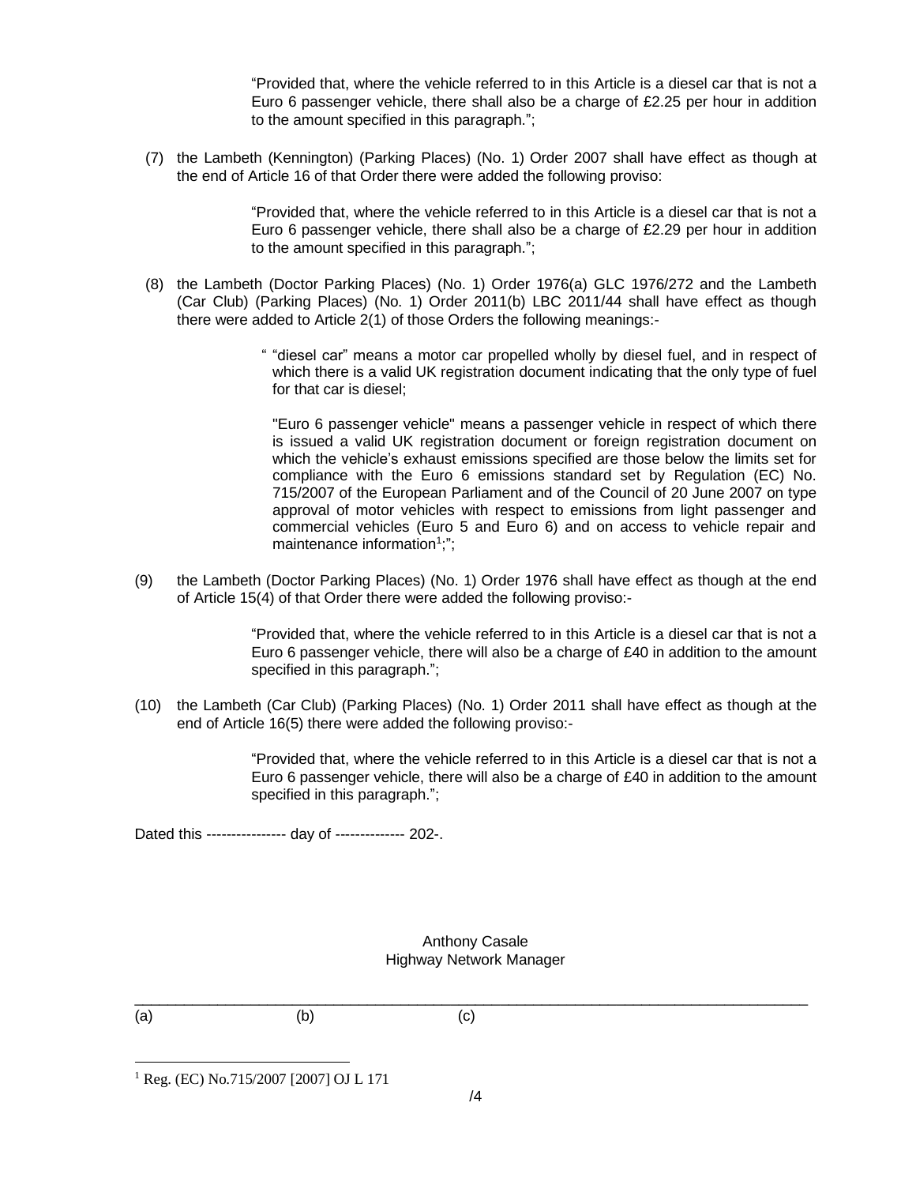"Provided that, where the vehicle referred to in this Article is a diesel car that is not a Euro 6 passenger vehicle, there shall also be a charge of £2.25 per hour in addition to the amount specified in this paragraph.";

(7) the Lambeth (Kennington) (Parking Places) (No. 1) Order 2007 shall have effect as though at the end of Article 16 of that Order there were added the following proviso:

> "Provided that, where the vehicle referred to in this Article is a diesel car that is not a Euro 6 passenger vehicle, there shall also be a charge of £2.29 per hour in addition to the amount specified in this paragraph.";

(8) the Lambeth (Doctor Parking Places) (No. 1) Order 1976(a) GLC 1976/272 and the Lambeth (Car Club) (Parking Places) (No. 1) Order 2011(b) LBC 2011/44 shall have effect as though there were added to Article 2(1) of those Orders the following meanings:-

> " "diesel car" means a motor car propelled wholly by diesel fuel, and in respect of which there is a valid UK registration document indicating that the only type of fuel for that car is diesel;
>
> "Euro 6 passenger vehicle" means a passenger vehicle in respect of which there is issued a valid UK registration document or foreign registration document on which the vehicle's exhaust emissions specified are those below the limits set for compliance with the Euro 6 emissions standard set by Regulation (EC) No. 715/2007 of the European Parliament and of the Council of 20 June 2007 on type approval of motor vehicles with respect to emissions from light passenger and commercial vehicles (Euro 5 and Euro 6) and on access to vehicle repair and maintenance information[1];";

(9) the Lambeth (Doctor Parking Places) (No. 1) Order 1976 shall have effect as though at the end of Article 15(4) of that Order there were added the following proviso:-

> "Provided that, where the vehicle referred to in this Article is a diesel car that is not a Euro 6 passenger vehicle, there will also be a charge of £40 in addition to the amount specified in this paragraph.";

(10) the Lambeth (Car Club) (Parking Places) (No. 1) Order 2011 shall have effect as though at the end of Article 16(5) there were added the following proviso:-

> "Provided that, where the vehicle referred to in this Article is a diesel car that is not a Euro 6 passenger vehicle, there will also be a charge of £40 in addition to the amount specified in this paragraph.";

Dated this ---------------- day of -------------- 202-.

Anthony Casale
Highway Network Manager

---

(a) (b) (c)

[1] Reg. (EC) No.715/2007 [2007] OJ L 171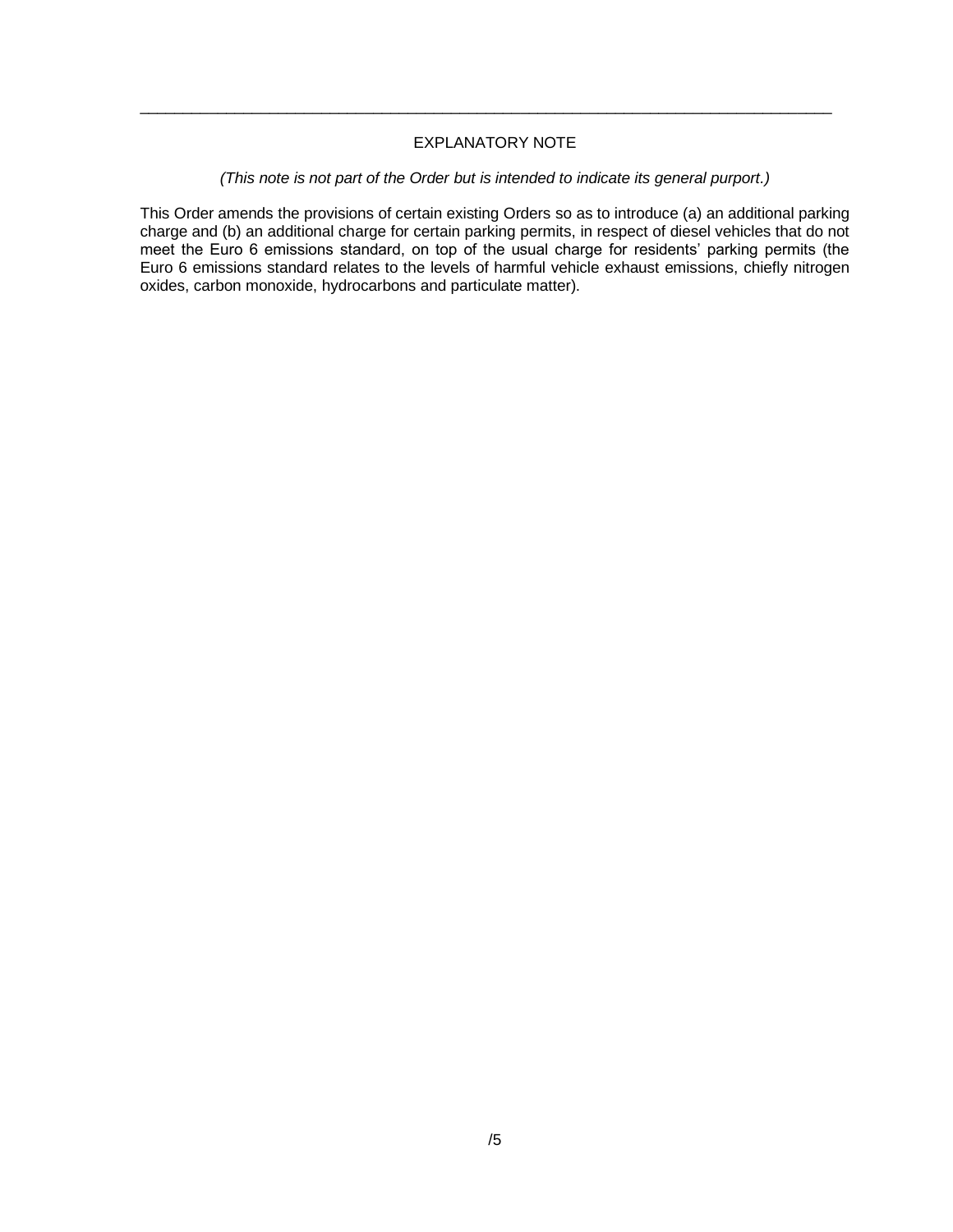---

EXPLANATORY NOTE

*(This note is not part of the Order but is intended to indicate its general purport.)*

This Order amends the provisions of certain existing Orders so as to introduce (a) an additional parking charge and (b) an additional charge for certain parking permits, in respect of diesel vehicles that do not meet the Euro 6 emissions standard, on top of the usual charge for residents' parking permits (the Euro 6 emissions standard relates to the levels of harmful vehicle exhaust emissions, chiefly nitrogen oxides, carbon monoxide, hydrocarbons and particulate matter).